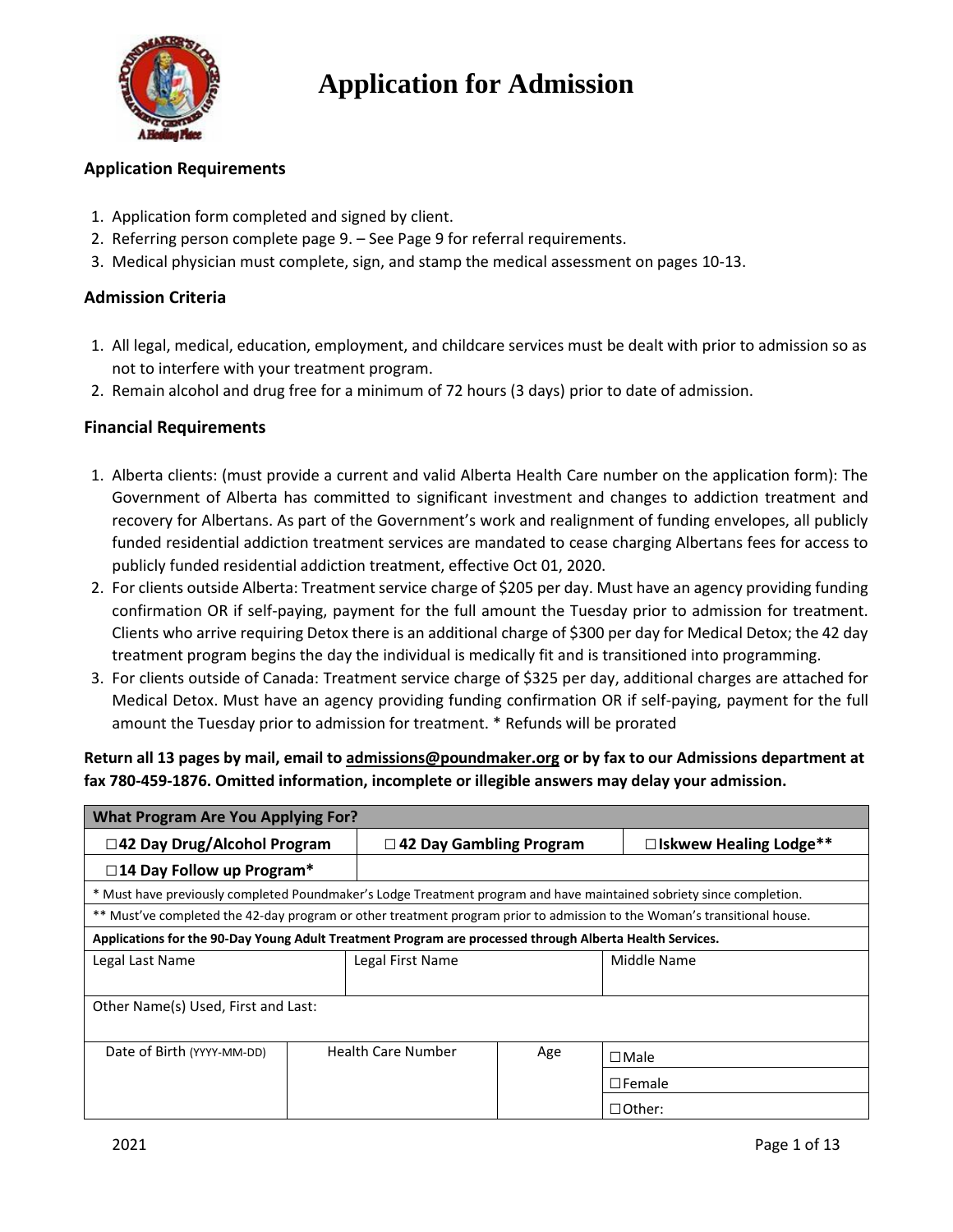# Application for Admission

## Application Requirements

1. Application form completed and signed by client.
2. Referring person complete page 9. – See Page 9 for referral requirements.
3. Medical physician must complete, sign, and stamp the medical assessment on pages 10-13.

## Admission Criteria

1. All legal, medical, education, employment, and childcare services must be dealt with prior to admission so as not to interfere with your treatment program.
2. Remain alcohol and drug free for a minimum of 72 hours (3 days) prior to date of admission.

## Financial Requirements

1. Alberta clients: (must provide a current and valid Alberta Health Care number on the application form): The Government of Alberta has committed to significant investment and changes to addiction treatment and recovery for Albertans. As part of the Government's work and realignment of funding envelopes, all publicly funded residential addiction treatment services are mandated to cease charging Albertans fees for access to publicly funded residential addiction treatment, effective Oct 01, 2020.
2. For clients outside Alberta: Treatment service charge of $205 per day. Must have an agency providing funding confirmation OR if self-paying, payment for the full amount the Tuesday prior to admission for treatment. Clients who arrive requiring Detox there is an additional charge of $300 per day for Medical Detox; the 42 day treatment program begins the day the individual is medically fit and is transitioned into programming.
3. For clients outside of Canada: Treatment service charge of $325 per day, additional charges are attached for Medical Detox. Must have an agency providing funding confirmation OR if self-paying, payment for the full amount the Tuesday prior to admission for treatment. * Refunds will be prorated

**Return all 13 pages by mail, email to admissions@poundmaker.org or by fax to our Admissions department at fax 780-459-1876. Omitted information, incomplete or illegible answers may delay your admission.**

| **What Program Are You Applying For?** | | |
|---|---|---|
| ☐ **42 Day Drug/Alcohol Program** | ☐ **42 Day Gambling Program** | ☐ **Iskwew Healing Lodge**** |
| ☐ **14 Day Follow up Program*** | | |
| * Must have previously completed Poundmaker's Lodge Treatment program and have maintained sobriety since completion. | | |
| ** Must've completed the 42-day program or other treatment program prior to admission to the Woman's transitional house. | | |
| **Applications for the 90-Day Young Adult Treatment Program are processed through Alberta Health Services.** | | |

| Legal Last Name | Legal First Name | Middle Name |
|---|---|---|
| | | |

| Other Name(s) Used, First and Last: |
|---|
| |

| Date of Birth (YYYY-MM-DD) | Health Care Number | Age | |
|---|---|---|---|
| | | | ☐ Male |
| | | | ☐ Female |
| | | | ☐ Other: |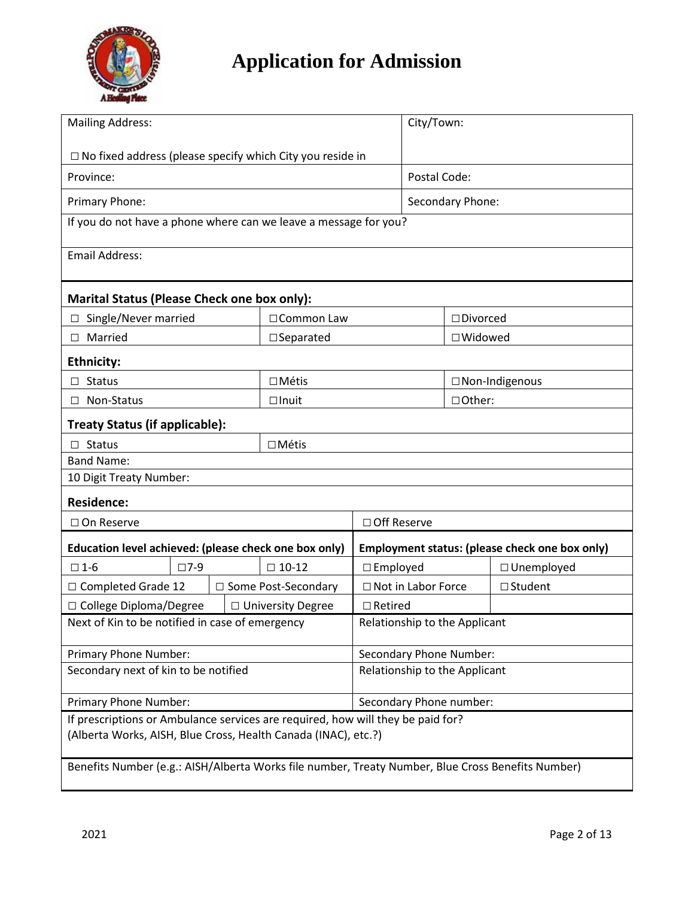# Application for Admission

| Mailing Address: | City/Town: |
|---|---|
| ☐ No fixed address (please specify which City you reside in | |
| Province: | Postal Code: |
| Primary Phone: | Secondary Phone: |
| If you do not have a phone where can we leave a message for you? | |
| Email Address: | |

**Marital Status (Please Check one box only):**

| | | |
|---|---|---|
| ☐ Single/Never married | ☐ Common Law | ☐ Divorced |
| ☐ Married | ☐ Separated | ☐ Widowed |

**Ethnicity:**

| | | |
|---|---|---|
| ☐ Status | ☐ Métis | ☐ Non-Indigenous |
| ☐ Non-Status | ☐ Inuit | ☐ Other: |

**Treaty Status (if applicable):**

| | |
|---|---|
| ☐ Status | ☐ Métis |
| Band Name: | |
| 10 Digit Treaty Number: | |

**Residence:**

| | |
|---|---|
| ☐ On Reserve | ☐ Off Reserve |

| **Education level achieved: (please check one box only)** | | | **Employment status: (please check one box only)** | |
|---|---|---|---|---|
| ☐ 1-6 | ☐ 7-9 | ☐ 10-12 | ☐ Employed | ☐ Unemployed |
| ☐ Completed Grade 12 | ☐ Some Post-Secondary | | ☐ Not in Labor Force | ☐ Student |
| ☐ College Diploma/Degree | ☐ University Degree | | ☐ Retired | |

| | |
|---|---|
| Next of Kin to be notified in case of emergency | Relationship to the Applicant |
| Primary Phone Number: | Secondary Phone Number: |
| Secondary next of kin to be notified | Relationship to the Applicant |
| Primary Phone Number: | Secondary Phone number: |

If prescriptions or Ambulance services are required, how will they be paid for?
(Alberta Works, AISH, Blue Cross, Health Canada (INAC), etc.?)

Benefits Number (e.g.: AISH/Alberta Works file number, Treaty Number, Blue Cross Benefits Number)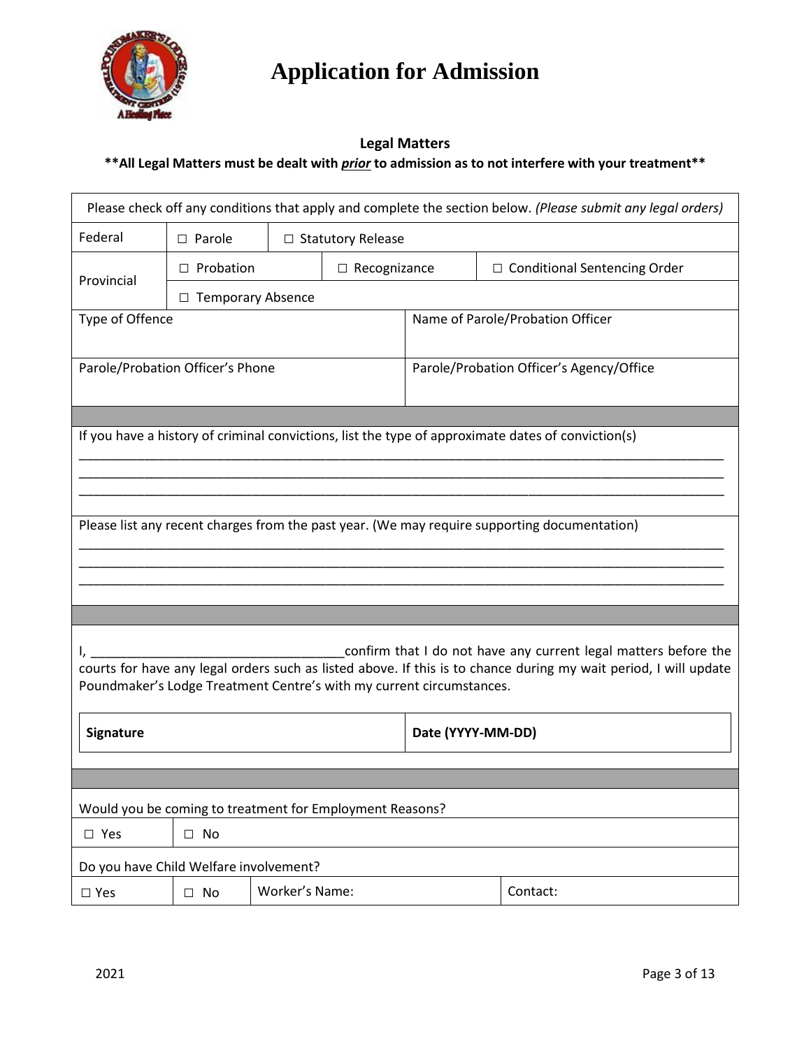# Application for Admission

**Legal Matters**

**\*\*All Legal Matters must be dealt with *prior* to admission as to not interfere with your treatment\*\***

| Please check off any conditions that apply and complete the section below. *(Please submit any legal orders)* | | | |
|---|---|---|---|
| Federal | ☐ Parole | ☐ Statutory Release | |
| Provincial | ☐ Probation | ☐ Recognizance | ☐ Conditional Sentencing Order |
| | ☐ Temporary Absence | | |
| Type of Offence | | Name of Parole/Probation Officer | |
| Parole/Probation Officer's Phone | | Parole/Probation Officer's Agency/Office | |

If you have a history of criminal convictions, list the type of approximate dates of conviction(s)

_______________________________________________________________________________

_______________________________________________________________________________

_______________________________________________________________________________

Please list any recent charges from the past year. (We may require supporting documentation)

_______________________________________________________________________________

_______________________________________________________________________________

_______________________________________________________________________________

I, ___________________________________confirm that I do not have any current legal matters before the courts for have any legal orders such as listed above. If this is to chance during my wait period, I will update Poundmaker's Lodge Treatment Centre's with my current circumstances.

| **Signature** | **Date (YYYY-MM-DD)** |
|---|---|
| | |

| Would you be coming to treatment for Employment Reasons? | | | |
|---|---|---|---|
| ☐ Yes | ☐ No | | |
| Do you have Child Welfare involvement? | | | |
| ☐ Yes | ☐ No | Worker's Name: | Contact: |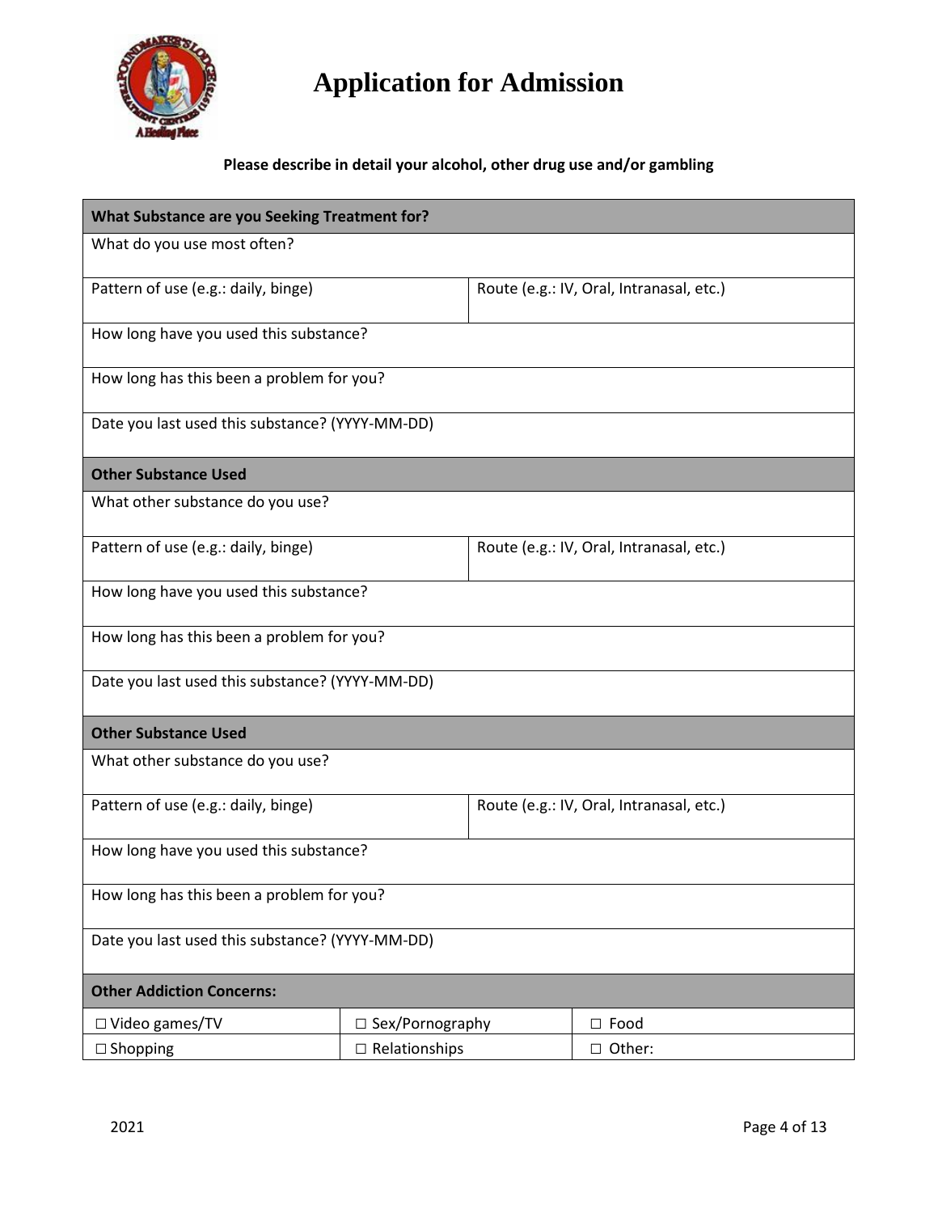# Application for Admission

**Please describe in detail your alcohol, other drug use and/or gambling**

| **What Substance are you Seeking Treatment for?** | |
|---|---|
| What do you use most often? | |
| Pattern of use (e.g.: daily, binge) | Route (e.g.: IV, Oral, Intranasal, etc.) |
| How long have you used this substance? | |
| How long has this been a problem for you? | |
| Date you last used this substance? (YYYY-MM-DD) | |
| **Other Substance Used** | |
| What other substance do you use? | |
| Pattern of use (e.g.: daily, binge) | Route (e.g.: IV, Oral, Intranasal, etc.) |
| How long have you used this substance? | |
| How long has this been a problem for you? | |
| Date you last used this substance? (YYYY-MM-DD) | |
| **Other Substance Used** | |
| What other substance do you use? | |
| Pattern of use (e.g.: daily, binge) | Route (e.g.: IV, Oral, Intranasal, etc.) |
| How long have you used this substance? | |
| How long has this been a problem for you? | |
| Date you last used this substance? (YYYY-MM-DD) | |

| **Other Addiction Concerns:** | | |
|---|---|---|
| ☐ Video games/TV | ☐ Sex/Pornography | ☐ Food |
| ☐ Shopping | ☐ Relationships | ☐ Other: |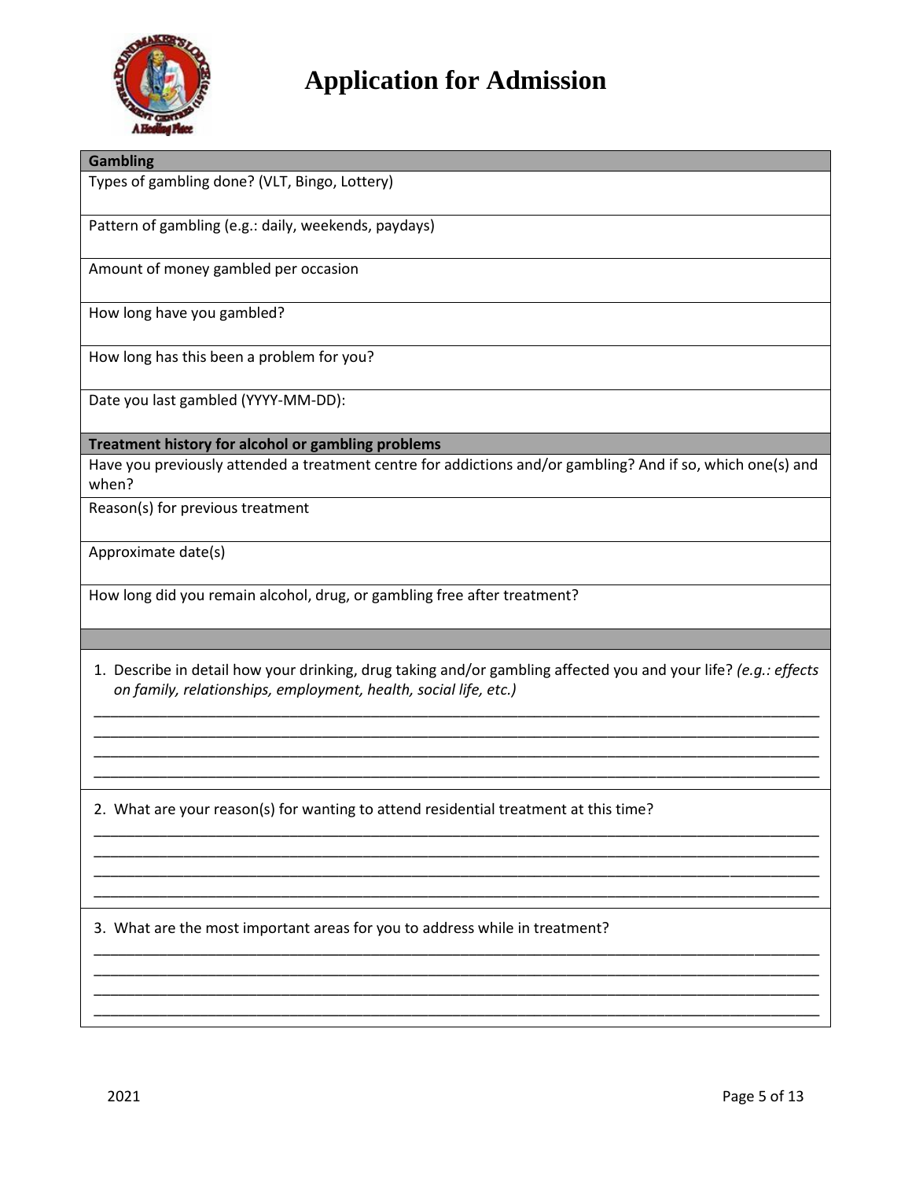# Application for Admission

| **Gambling** |
|---|
| Types of gambling done? (VLT, Bingo, Lottery) |
| Pattern of gambling (e.g.: daily, weekends, paydays) |
| Amount of money gambled per occasion |
| How long have you gambled? |
| How long has this been a problem for you? |
| Date you last gambled (YYYY-MM-DD): |

| **Treatment history for alcohol or gambling problems** |
|---|
| Have you previously attended a treatment centre for addictions and/or gambling? And if so, which one(s) and when? |
| Reason(s) for previous treatment |
| Approximate date(s) |
| How long did you remain alcohol, drug, or gambling free after treatment? |

1. Describe in detail how your drinking, drug taking and/or gambling affected you and your life? *(e.g.: effects on family, relationships, employment, health, social life, etc.)*

______________________________________________________________________________
______________________________________________________________________________
______________________________________________________________________________
______________________________________________________________________________

2. What are your reason(s) for wanting to attend residential treatment at this time?

______________________________________________________________________________
______________________________________________________________________________
______________________________________________________________________________
______________________________________________________________________________

3. What are the most important areas for you to address while in treatment?

______________________________________________________________________________
______________________________________________________________________________
______________________________________________________________________________
______________________________________________________________________________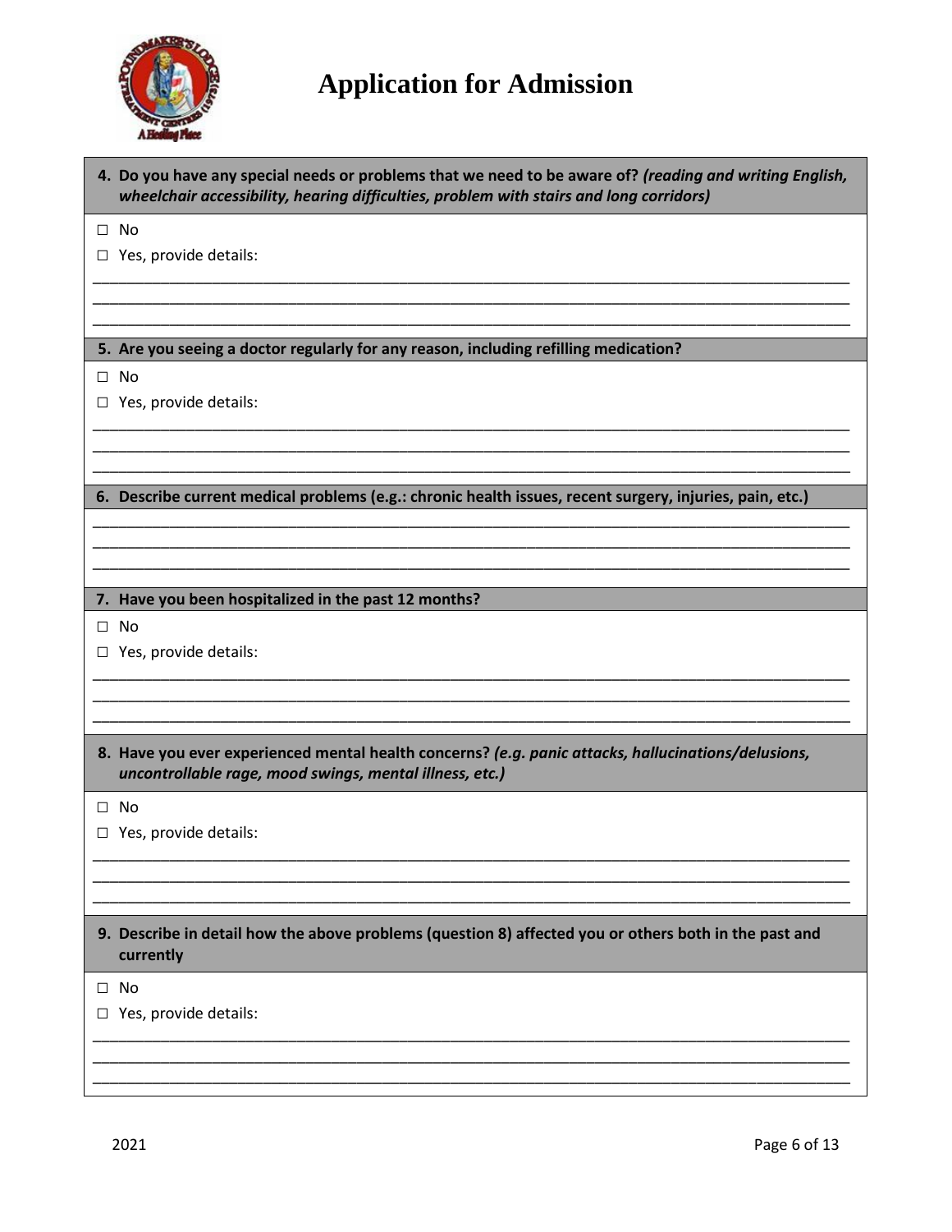# Application for Admission

**4. Do you have any special needs or problems that we need to be aware of?** ***(reading and writing English, wheelchair accessibility, hearing difficulties, problem with stairs and long corridors)***

☐ No

☐ Yes, provide details:

\_\_\_\_\_\_\_\_\_\_\_\_\_\_\_\_\_\_\_\_\_\_\_\_\_\_\_\_\_\_\_\_\_\_\_\_\_\_\_\_\_\_\_\_\_\_\_\_\_\_\_\_\_\_\_\_\_\_\_\_\_\_\_\_\_\_\_\_\_\_\_\_\_\_\_\_\_\_
\_\_\_\_\_\_\_\_\_\_\_\_\_\_\_\_\_\_\_\_\_\_\_\_\_\_\_\_\_\_\_\_\_\_\_\_\_\_\_\_\_\_\_\_\_\_\_\_\_\_\_\_\_\_\_\_\_\_\_\_\_\_\_\_\_\_\_\_\_\_\_\_\_\_\_\_\_\_
\_\_\_\_\_\_\_\_\_\_\_\_\_\_\_\_\_\_\_\_\_\_\_\_\_\_\_\_\_\_\_\_\_\_\_\_\_\_\_\_\_\_\_\_\_\_\_\_\_\_\_\_\_\_\_\_\_\_\_\_\_\_\_\_\_\_\_\_\_\_\_\_\_\_\_\_\_\_

**5. Are you seeing a doctor regularly for any reason, including refilling medication?**

☐ No

☐ Yes, provide details:

\_\_\_\_\_\_\_\_\_\_\_\_\_\_\_\_\_\_\_\_\_\_\_\_\_\_\_\_\_\_\_\_\_\_\_\_\_\_\_\_\_\_\_\_\_\_\_\_\_\_\_\_\_\_\_\_\_\_\_\_\_\_\_\_\_\_\_\_\_\_\_\_\_\_\_\_\_\_
\_\_\_\_\_\_\_\_\_\_\_\_\_\_\_\_\_\_\_\_\_\_\_\_\_\_\_\_\_\_\_\_\_\_\_\_\_\_\_\_\_\_\_\_\_\_\_\_\_\_\_\_\_\_\_\_\_\_\_\_\_\_\_\_\_\_\_\_\_\_\_\_\_\_\_\_\_\_
\_\_\_\_\_\_\_\_\_\_\_\_\_\_\_\_\_\_\_\_\_\_\_\_\_\_\_\_\_\_\_\_\_\_\_\_\_\_\_\_\_\_\_\_\_\_\_\_\_\_\_\_\_\_\_\_\_\_\_\_\_\_\_\_\_\_\_\_\_\_\_\_\_\_\_\_\_\_

**6. Describe current medical problems (e.g.: chronic health issues, recent surgery, injuries, pain, etc.)**

\_\_\_\_\_\_\_\_\_\_\_\_\_\_\_\_\_\_\_\_\_\_\_\_\_\_\_\_\_\_\_\_\_\_\_\_\_\_\_\_\_\_\_\_\_\_\_\_\_\_\_\_\_\_\_\_\_\_\_\_\_\_\_\_\_\_\_\_\_\_\_\_\_\_\_\_\_\_
\_\_\_\_\_\_\_\_\_\_\_\_\_\_\_\_\_\_\_\_\_\_\_\_\_\_\_\_\_\_\_\_\_\_\_\_\_\_\_\_\_\_\_\_\_\_\_\_\_\_\_\_\_\_\_\_\_\_\_\_\_\_\_\_\_\_\_\_\_\_\_\_\_\_\_\_\_\_
\_\_\_\_\_\_\_\_\_\_\_\_\_\_\_\_\_\_\_\_\_\_\_\_\_\_\_\_\_\_\_\_\_\_\_\_\_\_\_\_\_\_\_\_\_\_\_\_\_\_\_\_\_\_\_\_\_\_\_\_\_\_\_\_\_\_\_\_\_\_\_\_\_\_\_\_\_\_

**7. Have you been hospitalized in the past 12 months?**

☐ No

☐ Yes, provide details:

\_\_\_\_\_\_\_\_\_\_\_\_\_\_\_\_\_\_\_\_\_\_\_\_\_\_\_\_\_\_\_\_\_\_\_\_\_\_\_\_\_\_\_\_\_\_\_\_\_\_\_\_\_\_\_\_\_\_\_\_\_\_\_\_\_\_\_\_\_\_\_\_\_\_\_\_\_\_
\_\_\_\_\_\_\_\_\_\_\_\_\_\_\_\_\_\_\_\_\_\_\_\_\_\_\_\_\_\_\_\_\_\_\_\_\_\_\_\_\_\_\_\_\_\_\_\_\_\_\_\_\_\_\_\_\_\_\_\_\_\_\_\_\_\_\_\_\_\_\_\_\_\_\_\_\_\_
\_\_\_\_\_\_\_\_\_\_\_\_\_\_\_\_\_\_\_\_\_\_\_\_\_\_\_\_\_\_\_\_\_\_\_\_\_\_\_\_\_\_\_\_\_\_\_\_\_\_\_\_\_\_\_\_\_\_\_\_\_\_\_\_\_\_\_\_\_\_\_\_\_\_\_\_\_\_

**8. Have you ever experienced mental health concerns?** ***(e.g. panic attacks, hallucinations/delusions, uncontrollable rage, mood swings, mental illness, etc.)***

☐ No

☐ Yes, provide details:

\_\_\_\_\_\_\_\_\_\_\_\_\_\_\_\_\_\_\_\_\_\_\_\_\_\_\_\_\_\_\_\_\_\_\_\_\_\_\_\_\_\_\_\_\_\_\_\_\_\_\_\_\_\_\_\_\_\_\_\_\_\_\_\_\_\_\_\_\_\_\_\_\_\_\_\_\_\_
\_\_\_\_\_\_\_\_\_\_\_\_\_\_\_\_\_\_\_\_\_\_\_\_\_\_\_\_\_\_\_\_\_\_\_\_\_\_\_\_\_\_\_\_\_\_\_\_\_\_\_\_\_\_\_\_\_\_\_\_\_\_\_\_\_\_\_\_\_\_\_\_\_\_\_\_\_\_
\_\_\_\_\_\_\_\_\_\_\_\_\_\_\_\_\_\_\_\_\_\_\_\_\_\_\_\_\_\_\_\_\_\_\_\_\_\_\_\_\_\_\_\_\_\_\_\_\_\_\_\_\_\_\_\_\_\_\_\_\_\_\_\_\_\_\_\_\_\_\_\_\_\_\_\_\_\_

**9. Describe in detail how the above problems (question 8) affected you or others both in the past and currently**

☐ No

☐ Yes, provide details:

\_\_\_\_\_\_\_\_\_\_\_\_\_\_\_\_\_\_\_\_\_\_\_\_\_\_\_\_\_\_\_\_\_\_\_\_\_\_\_\_\_\_\_\_\_\_\_\_\_\_\_\_\_\_\_\_\_\_\_\_\_\_\_\_\_\_\_\_\_\_\_\_\_\_\_\_\_\_
\_\_\_\_\_\_\_\_\_\_\_\_\_\_\_\_\_\_\_\_\_\_\_\_\_\_\_\_\_\_\_\_\_\_\_\_\_\_\_\_\_\_\_\_\_\_\_\_\_\_\_\_\_\_\_\_\_\_\_\_\_\_\_\_\_\_\_\_\_\_\_\_\_\_\_\_\_\_
\_\_\_\_\_\_\_\_\_\_\_\_\_\_\_\_\_\_\_\_\_\_\_\_\_\_\_\_\_\_\_\_\_\_\_\_\_\_\_\_\_\_\_\_\_\_\_\_\_\_\_\_\_\_\_\_\_\_\_\_\_\_\_\_\_\_\_\_\_\_\_\_\_\_\_\_\_\_

2021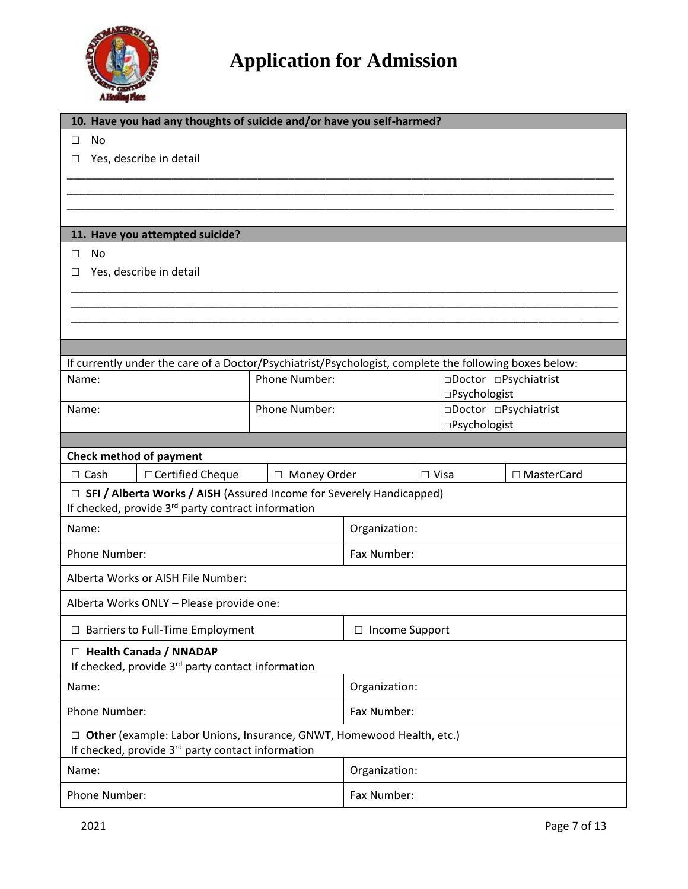# Application for Admission

| **10. Have you had any thoughts of suicide and/or have you self-harmed?** |
|---|
| ☐ No<br>☐ Yes, describe in detail<br>\_\_\_\_\_\_\_\_\_\_\_\_\_\_\_\_\_\_\_\_\_\_\_\_\_\_\_\_\_\_\_\_\_\_\_\_\_\_\_\_\_\_\_\_\_\_\_\_\_\_\_\_\_\_\_\_\_\_\_\_\_\_\_\_\_\_\_\_\_\_<br>\_\_\_\_\_\_\_\_\_\_\_\_\_\_\_\_\_\_\_\_\_\_\_\_\_\_\_\_\_\_\_\_\_\_\_\_\_\_\_\_\_\_\_\_\_\_\_\_\_\_\_\_\_\_\_\_\_\_\_\_\_\_\_\_\_\_\_\_\_\_<br>\_\_\_\_\_\_\_\_\_\_\_\_\_\_\_\_\_\_\_\_\_\_\_\_\_\_\_\_\_\_\_\_\_\_\_\_\_\_\_\_\_\_\_\_\_\_\_\_\_\_\_\_\_\_\_\_\_\_\_\_\_\_\_\_\_\_\_\_\_\_ |

| **11. Have you attempted suicide?** |
|---|
| ☐ No<br>☐ Yes, describe in detail<br>\_\_\_\_\_\_\_\_\_\_\_\_\_\_\_\_\_\_\_\_\_\_\_\_\_\_\_\_\_\_\_\_\_\_\_\_\_\_\_\_\_\_\_\_\_\_\_\_\_\_\_\_\_\_\_\_\_\_\_\_\_\_\_\_\_\_\_\_\_\_<br>\_\_\_\_\_\_\_\_\_\_\_\_\_\_\_\_\_\_\_\_\_\_\_\_\_\_\_\_\_\_\_\_\_\_\_\_\_\_\_\_\_\_\_\_\_\_\_\_\_\_\_\_\_\_\_\_\_\_\_\_\_\_\_\_\_\_\_\_\_\_<br>\_\_\_\_\_\_\_\_\_\_\_\_\_\_\_\_\_\_\_\_\_\_\_\_\_\_\_\_\_\_\_\_\_\_\_\_\_\_\_\_\_\_\_\_\_\_\_\_\_\_\_\_\_\_\_\_\_\_\_\_\_\_\_\_\_\_\_\_\_\_ |

If currently under the care of a Doctor/Psychiatrist/Psychologist, complete the following boxes below:

| Name: | Phone Number: | ☐Doctor ☐Psychiatrist ☐Psychologist |
|---|---|---|
| Name: | Phone Number: | ☐Doctor ☐Psychiatrist ☐Psychologist |

**Check method of payment**

| ☐ Cash | ☐ Certified Cheque | ☐ Money Order | ☐ Visa | ☐ MasterCard |
|---|---|---|---|---|

| ☐ **SFI / Alberta Works / AISH** (Assured Income for Severely Handicapped)<br>If checked, provide 3rd party contract information | |
|---|---|
| Name: | Organization: |
| Phone Number: | Fax Number: |
| Alberta Works or AISH File Number: | |
| Alberta Works ONLY – Please provide one: | |
| ☐ Barriers to Full-Time Employment | ☐ Income Support |

| ☐ **Health Canada / NNADAP**<br>If checked, provide 3rd party contact information | |
|---|---|
| Name: | Organization: |
| Phone Number: | Fax Number: |

| ☐ **Other** (example: Labor Unions, Insurance, GNWT, Homewood Health, etc.)<br>If checked, provide 3rd party contact information | |
|---|---|
| Name: | Organization: |
| Phone Number: | Fax Number: |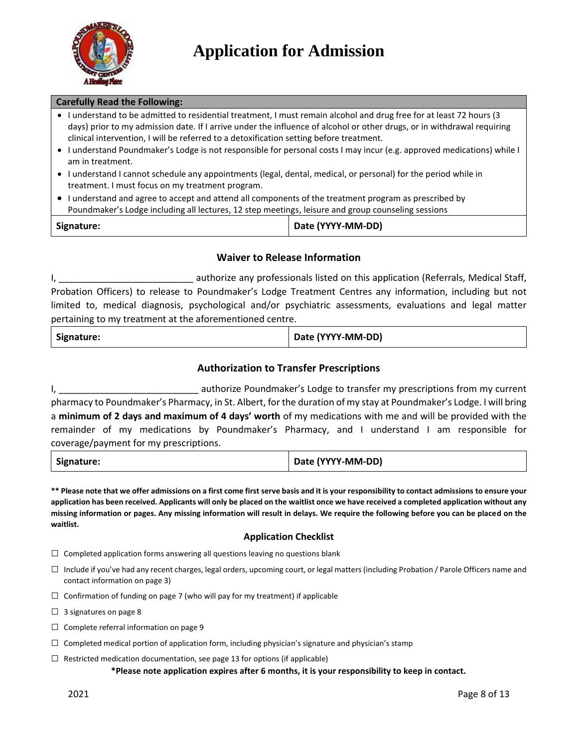# Application for Admission

| Carefully Read the Following: | |
|---|---|
| • I understand to be admitted to residential treatment, I must remain alcohol and drug free for at least 72 hours (3 days) prior to my admission date. If I arrive under the influence of alcohol or other drugs, or in withdrawal requiring clinical intervention, I will be referred to a detoxification setting before treatment.<br>• I understand Poundmaker's Lodge is not responsible for personal costs I may incur (e.g. approved medications) while I am in treatment.<br>• I understand I cannot schedule any appointments (legal, dental, medical, or personal) for the period while in treatment. I must focus on my treatment program.<br>• I understand and agree to accept and attend all components of the treatment program as prescribed by Poundmaker's Lodge including all lectures, 12 step meetings, leisure and group counseling sessions | |
| **Signature:** | **Date (YYYY-MM-DD)** |

### Waiver to Release Information

I, __________________________ authorize any professionals listed on this application (Referrals, Medical Staff, Probation Officers) to release to Poundmaker's Lodge Treatment Centres any information, including but not limited to, medical diagnosis, psychological and/or psychiatric assessments, evaluations and legal matter pertaining to my treatment at the aforementioned centre.

| **Signature:** | **Date (YYYY-MM-DD)** |
|---|---|

### Authorization to Transfer Prescriptions

I, ___________________________ authorize Poundmaker's Lodge to transfer my prescriptions from my current pharmacy to Poundmaker's Pharmacy, in St. Albert, for the duration of my stay at Poundmaker's Lodge. I will bring a **minimum of 2 days and maximum of 4 days' worth** of my medications with me and will be provided with the remainder of my medications by Poundmaker's Pharmacy, and I understand I am responsible for coverage/payment for my prescriptions.

| **Signature:** | **Date (YYYY-MM-DD)** |
|---|---|

**** Please note that we offer admissions on a first come first serve basis and it is your responsibility to contact admissions to ensure your application has been received. Applicants will only be placed on the waitlist once we have received a completed application without any missing information or pages. Any missing information will result in delays. We require the following before you can be placed on the waitlist.**

### Application Checklist

- ☐ Completed application forms answering all questions leaving no questions blank
- ☐ Include if you've had any recent charges, legal orders, upcoming court, or legal matters (including Probation / Parole Officers name and contact information on page 3)
- ☐ Confirmation of funding on page 7 (who will pay for my treatment) if applicable
- ☐ 3 signatures on page 8
- ☐ Complete referral information on page 9
- ☐ Completed medical portion of application form, including physician's signature and physician's stamp
- ☐ Restricted medication documentation, see page 13 for options (if applicable)

**\*Please note application expires after 6 months, it is your responsibility to keep in contact.**

2021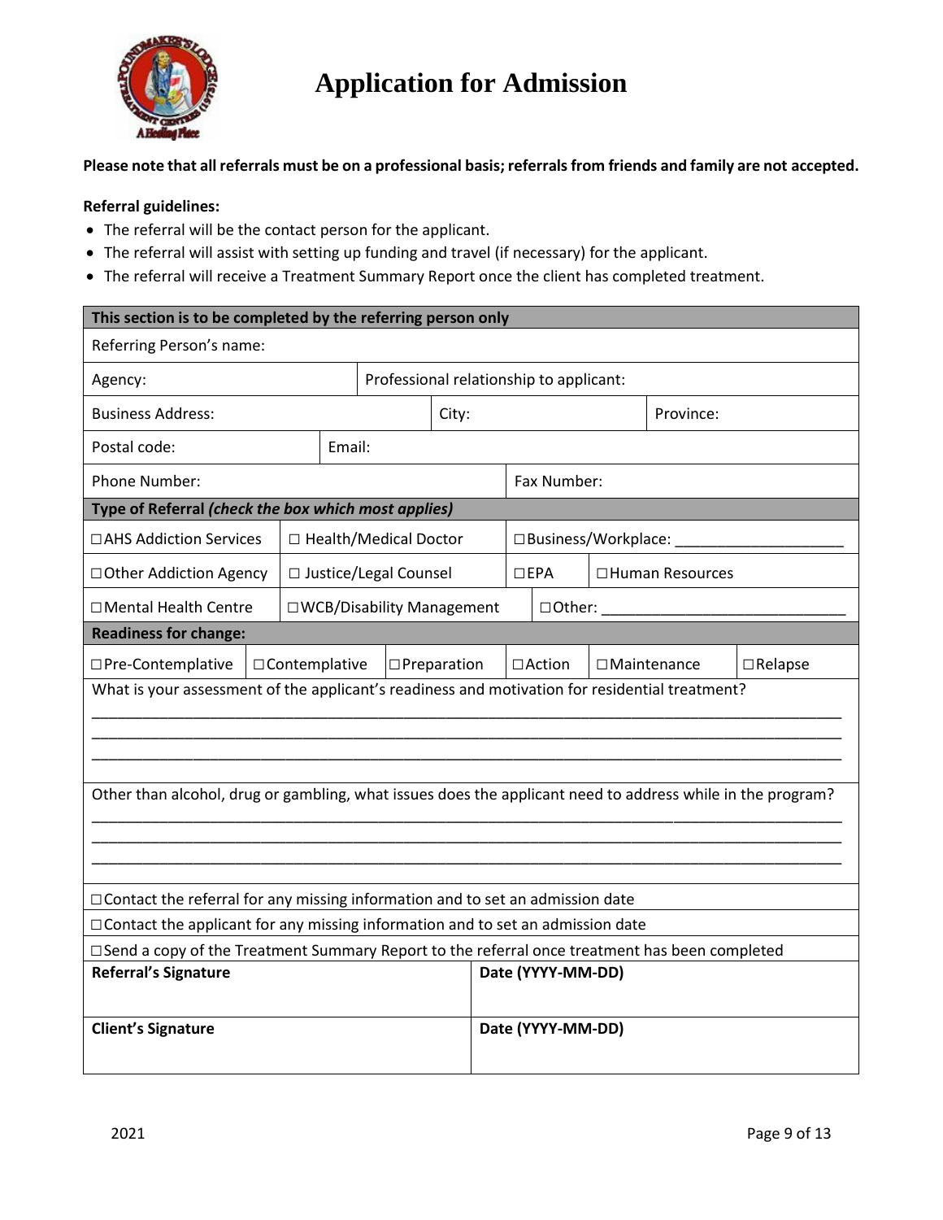# Application for Admission

**Please note that all referrals must be on a professional basis; referrals from friends and family are not accepted.**

**Referral guidelines:**

- The referral will be the contact person for the applicant.
- The referral will assist with setting up funding and travel (if necessary) for the applicant.
- The referral will receive a Treatment Summary Report once the client has completed treatment.

| **This section is to be completed by the referring person only** | | | | | |
|---|---|---|---|---|---|
| Referring Person's name: | | | | | |
| Agency: | Professional relationship to applicant: | | | | |
| Business Address: | | City: | | Province: | |
| Postal code: | Email: | | | | |
| Phone Number: | | | Fax Number: | | |
| **Type of Referral** ***(check the box which most applies)*** | | | | | |
| ☐AHS Addiction Services | ☐ Health/Medical Doctor | ☐Business/Workplace: ____________________ | | | |
| ☐Other Addiction Agency | ☐ Justice/Legal Counsel | ☐EPA | ☐Human Resources | | |
| ☐Mental Health Centre | ☐WCB/Disability Management | ☐Other: ____________________________ | | | |
| **Readiness for change:** | | | | | |
| ☐Pre-Contemplative | ☐Contemplative | ☐Preparation | ☐Action | ☐Maintenance | ☐Relapse |
| What is your assessment of the applicant's readiness and motivation for residential treatment? | | | | | |
| Other than alcohol, drug or gambling, what issues does the applicant need to address while in the program? | | | | | |
| ☐Contact the referral for any missing information and to set an admission date | | | | | |
| ☐Contact the applicant for any missing information and to set an admission date | | | | | |
| ☐Send a copy of the Treatment Summary Report to the referral once treatment has been completed | | | | | |
| **Referral's Signature** | | | **Date (YYYY-MM-DD)** | | |
| **Client's Signature** | | | **Date (YYYY-MM-DD)** | | |

2021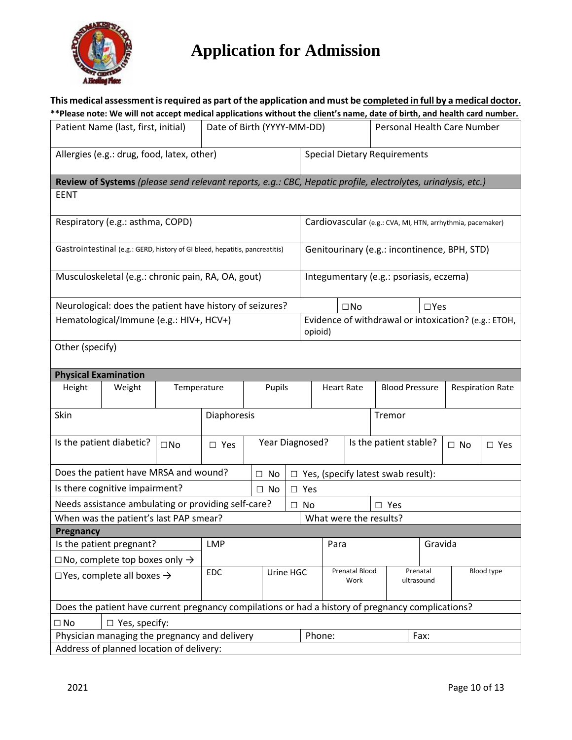# Application for Admission

**This medical assessment is required as part of the application and must be completed in full by a medical doctor.**

**\*\*Please note: We will not accept medical applications without the client's name, date of birth, and health card number.**

| Patient Name (last, first, initial) | Date of Birth (YYYY-MM-DD) | Personal Health Care Number |
|---|---|---|
| | | |

| Allergies (e.g.: drug, food, latex, other) | Special Dietary Requirements |
|---|---|
| | |

**Review of Systems** *(please send relevant reports, e.g.: CBC, Hepatic profile, electrolytes, urinalysis, etc.)*

| | |
|---|---|
| EENT | |
| Respiratory (e.g.: asthma, COPD) | Cardiovascular (e.g.: CVA, MI, HTN, arrhythmia, pacemaker) |
| Gastrointestinal (e.g.: GERD, history of GI bleed, hepatitis, pancreatitis) | Genitourinary (e.g.: incontinence, BPH, STD) |
| Musculoskeletal (e.g.: chronic pain, RA, OA, gout) | Integumentary (e.g.: psoriasis, eczema) |
| Neurological: does the patient have history of seizures? | ☐No ☐Yes |
| Hematological/Immune (e.g.: HIV+, HCV+) | Evidence of withdrawal or intoxication? (e.g.: ETOH, opioid) |
| Other (specify) | |

**Physical Examination**

| Height | Weight | Temperature | Pupils | Heart Rate | Blood Pressure | Respiration Rate |
|---|---|---|---|---|---|---|
| | | | | | | |

| Skin | Diaphoresis | Tremor |
|---|---|---|
| | | |

| Is the patient diabetic? | ☐No | ☐ Yes | Year Diagnosed? | Is the patient stable? | ☐ No | ☐ Yes |
|---|---|---|---|---|---|---|

| | | |
|---|---|---|
| Does the patient have MRSA and wound? | ☐ No | ☐ Yes, (specify latest swab result): |
| Is there cognitive impairment? | ☐ No | ☐ Yes |
| Needs assistance ambulating or providing self-care? | ☐ No | ☐ Yes |
| When was the patient's last PAP smear? | What were the results? | |

**Pregnancy**

| Is the patient pregnant? | LMP | | Para | | Gravida |
|---|---|---|---|---|---|
| ☐No, complete top boxes only → | | | | | |
| ☐Yes, complete all boxes → | EDC | Urine HGC | Prenatal Blood Work | Prenatal ultrasound | Blood type |

Does the patient have current pregnancy compilations or had a history of pregnancy complications?

☐ No ☐ Yes, specify:

| Physician managing the pregnancy and delivery | Phone: | Fax: |
|---|---|---|

Address of planned location of delivery:

2021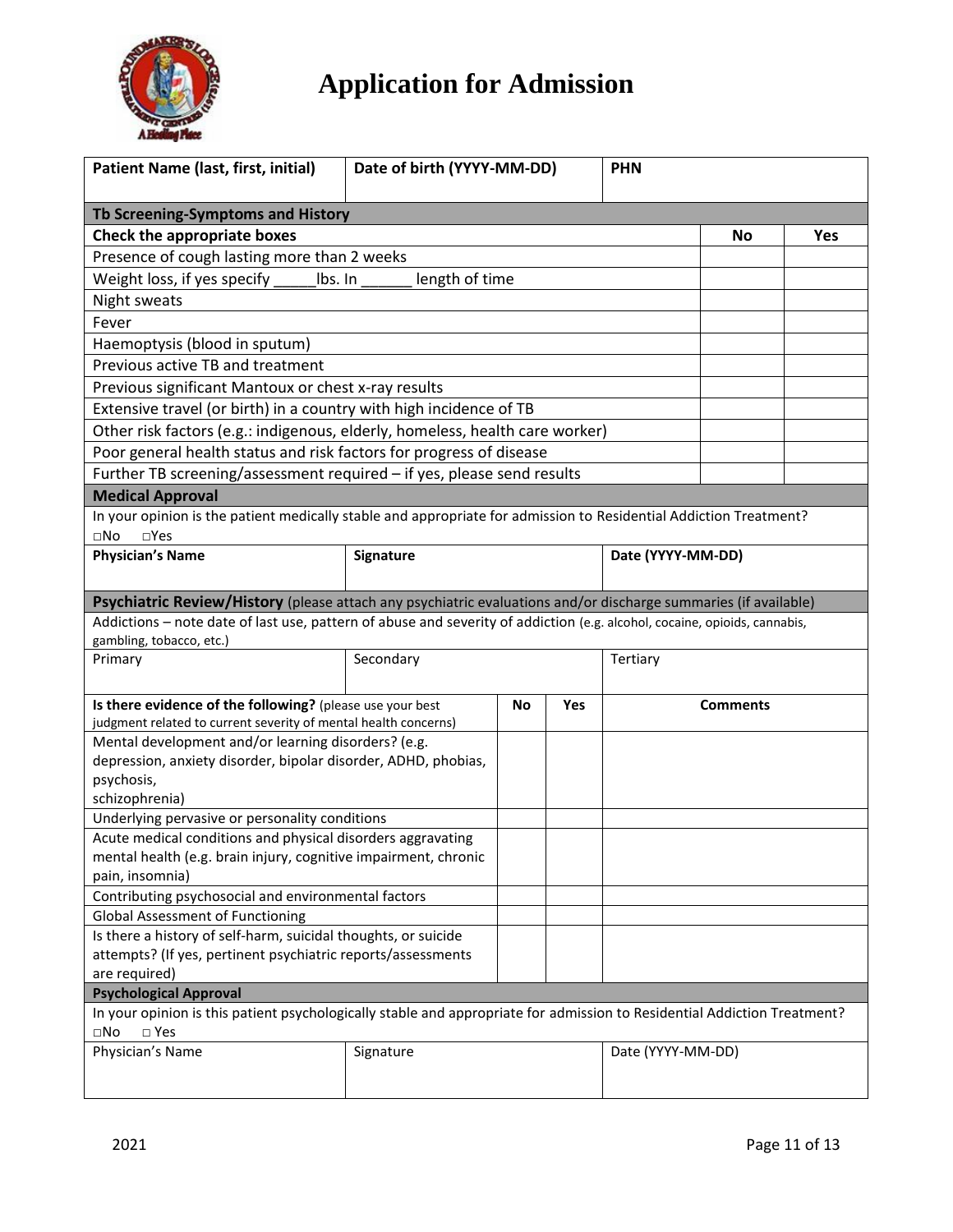# Application for Admission

| Patient Name (last, first, initial) | Date of birth (YYYY-MM-DD) | PHN |
|---|---|---|
| | | |

| **Tb Screening-Symptoms and History** | | |
|---|---|---|
| **Check the appropriate boxes** | **No** | **Yes** |
| Presence of cough lasting more than 2 weeks | | |
| Weight loss, if yes specify _____lbs. In ______ length of time | | |
| Night sweats | | |
| Fever | | |
| Haemoptysis (blood in sputum) | | |
| Previous active TB and treatment | | |
| Previous significant Mantoux or chest x-ray results | | |
| Extensive travel (or birth) in a country with high incidence of TB | | |
| Other risk factors (e.g.: indigenous, elderly, homeless, health care worker) | | |
| Poor general health status and risk factors for progress of disease | | |
| Further TB screening/assessment required – if yes, please send results | | |

**Medical Approval**

In your opinion is the patient medically stable and appropriate for admission to Residential Addiction Treatment?
□No □Yes

| Physician's Name | Signature | Date (YYYY-MM-DD) |
|---|---|---|
| | | |

**Psychiatric Review/History** (please attach any psychiatric evaluations and/or discharge summaries (if available)

Addictions – note date of last use, pattern of abuse and severity of addiction (e.g. alcohol, cocaine, opioids, cannabis, gambling, tobacco, etc.)

| Primary | Secondary | Tertiary |
|---|---|---|
| | | |

| **Is there evidence of the following?** (please use your best judgment related to current severity of mental health concerns) | **No** | **Yes** | **Comments** |
|---|---|---|---|
| Mental development and/or learning disorders? (e.g. depression, anxiety disorder, bipolar disorder, ADHD, phobias, psychosis, schizophrenia) | | | |
| Underlying pervasive or personality conditions | | | |
| Acute medical conditions and physical disorders aggravating mental health (e.g. brain injury, cognitive impairment, chronic pain, insomnia) | | | |
| Contributing psychosocial and environmental factors | | | |
| Global Assessment of Functioning | | | |
| Is there a history of self-harm, suicidal thoughts, or suicide attempts? (If yes, pertinent psychiatric reports/assessments are required) | | | |

**Psychological Approval**

In your opinion is this patient psychologically stable and appropriate for admission to Residential Addiction Treatment?
□No □ Yes

| Physician's Name | Signature | Date (YYYY-MM-DD) |
|---|---|---|
| | | |

2021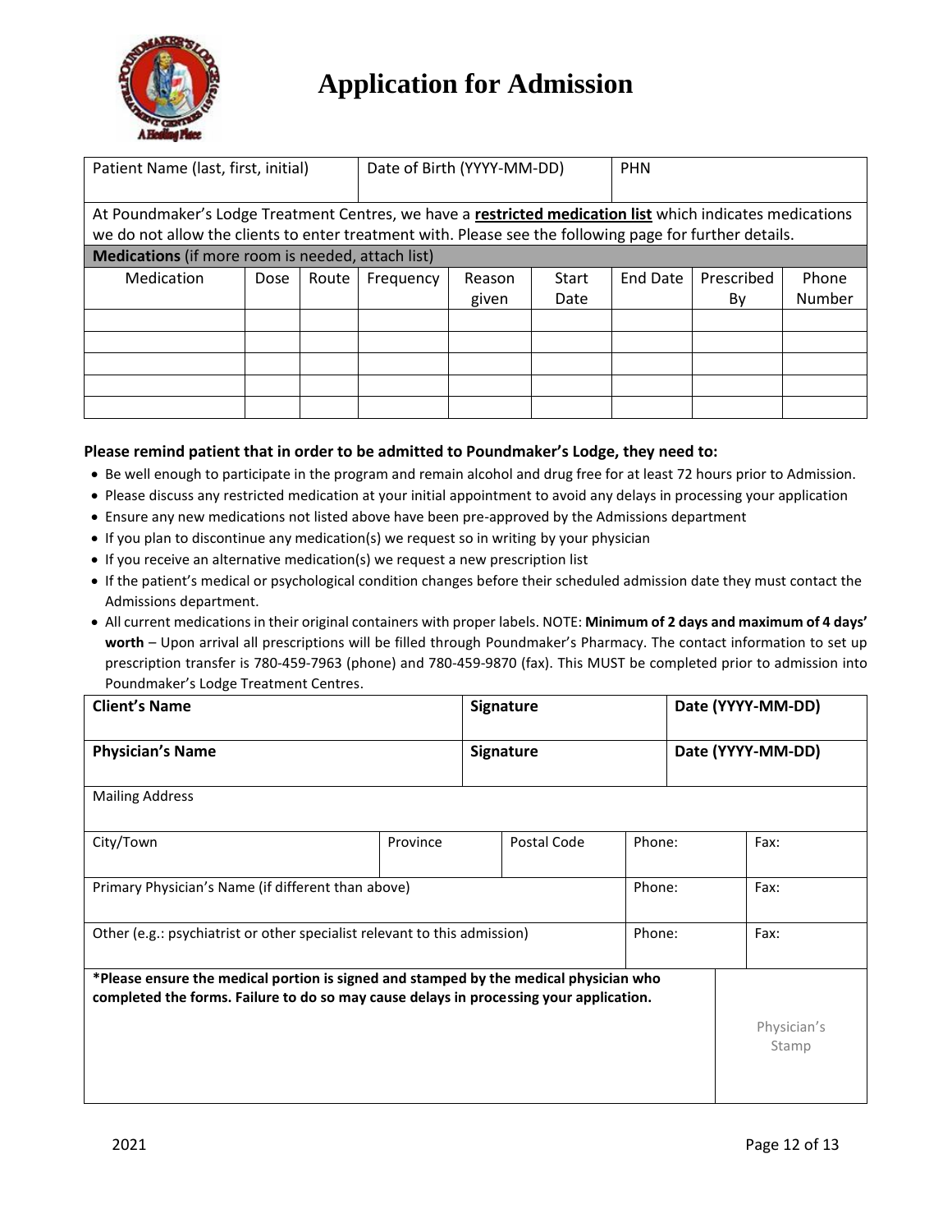# Application for Admission

| Patient Name (last, first, initial) | Date of Birth (YYYY-MM-DD) | PHN |
|---|---|---|
| | | |

At Poundmaker's Lodge Treatment Centres, we have a **restricted medication list** which indicates medications we do not allow the clients to enter treatment with. Please see the following page for further details.

**Medications** (if more room is needed, attach list)

| Medication | Dose | Route | Frequency | Reason given | Start Date | End Date | Prescribed By | Phone Number |
|---|---|---|---|---|---|---|---|---|
| | | | | | | | | |
| | | | | | | | | |
| | | | | | | | | |
| | | | | | | | | |
| | | | | | | | | |

**Please remind patient that in order to be admitted to Poundmaker's Lodge, they need to:**

- Be well enough to participate in the program and remain alcohol and drug free for at least 72 hours prior to Admission.
- Please discuss any restricted medication at your initial appointment to avoid any delays in processing your application
- Ensure any new medications not listed above have been pre-approved by the Admissions department
- If you plan to discontinue any medication(s) we request so in writing by your physician
- If you receive an alternative medication(s) we request a new prescription list
- If the patient's medical or psychological condition changes before their scheduled admission date they must contact the Admissions department.
- All current medications in their original containers with proper labels. NOTE: **Minimum of 2 days and maximum of 4 days' worth** – Upon arrival all prescriptions will be filled through Poundmaker's Pharmacy. The contact information to set up prescription transfer is 780-459-7963 (phone) and 780-459-9870 (fax). This MUST be completed prior to admission into Poundmaker's Lodge Treatment Centres.

| **Client's Name** | **Signature** | **Date (YYYY-MM-DD)** |
|---|---|---|
| **Physician's Name** | **Signature** | **Date (YYYY-MM-DD)** |

| Mailing Address | | | | |
|---|---|---|---|---|
| City/Town | Province | Postal Code | Phone: | Fax: |
| Primary Physician's Name (if different than above) | | | Phone: | Fax: |
| Other (e.g.: psychiatrist or other specialist relevant to this admission) | | | Phone: | Fax: |

**\*Please ensure the medical portion is signed and stamped by the medical physician who completed the forms. Failure to do so may cause delays in processing your application.**

Physician's Stamp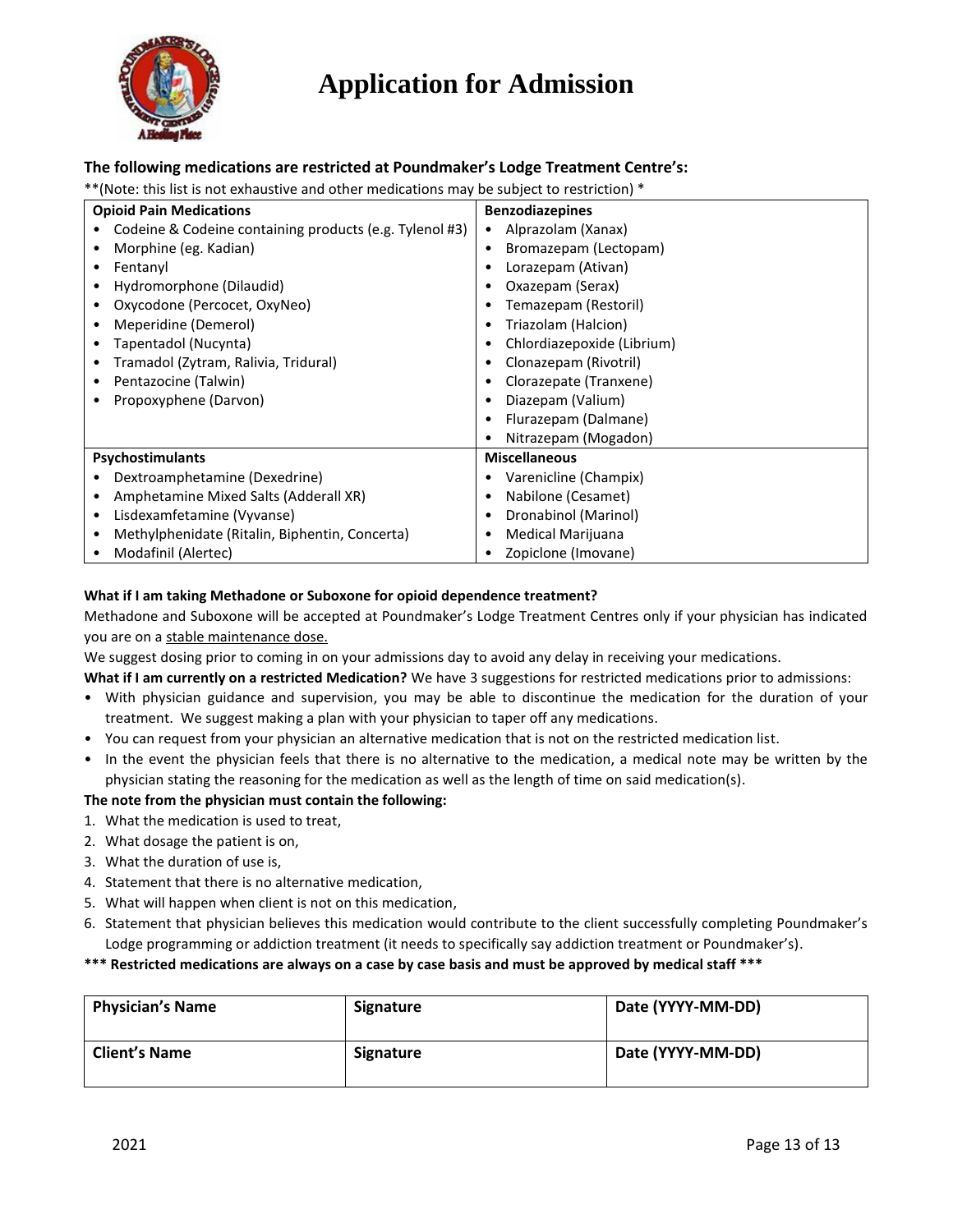# Application for Admission

**The following medications are restricted at Poundmaker's Lodge Treatment Centre's:**

**(Note: this list is not exhaustive and other medications may be subject to restriction) *

| **Opioid Pain Medications** | **Benzodiazepines** |
|---|---|
| • Codeine & Codeine containing products (e.g. Tylenol #3)<br>• Morphine (eg. Kadian)<br>• Fentanyl<br>• Hydromorphone (Dilaudid)<br>• Oxycodone (Percocet, OxyNeo)<br>• Meperidine (Demerol)<br>• Tapentadol (Nucynta)<br>• Tramadol (Zytram, Ralivia, Tridural)<br>• Pentazocine (Talwin)<br>• Propoxyphene (Darvon) | • Alprazolam (Xanax)<br>• Bromazepam (Lectopam)<br>• Lorazepam (Ativan)<br>• Oxazepam (Serax)<br>• Temazepam (Restoril)<br>• Triazolam (Halcion)<br>• Chlordiazepoxide (Librium)<br>• Clonazepam (Rivotril)<br>• Clorazepate (Tranxene)<br>• Diazepam (Valium)<br>• Flurazepam (Dalmane)<br>• Nitrazepam (Mogadon) |
| **Psychostimulants** | **Miscellaneous** |
| • Dextroamphetamine (Dexedrine)<br>• Amphetamine Mixed Salts (Adderall XR)<br>• Lisdexamfetamine (Vyvanse)<br>• Methylphenidate (Ritalin, Biphentin, Concerta)<br>• Modafinil (Alertec) | • Varenicline (Champix)<br>• Nabilone (Cesamet)<br>• Dronabinol (Marinol)<br>• Medical Marijuana<br>• Zopiclone (Imovane) |

**What if I am taking Methadone or Suboxone for opioid dependence treatment?**

Methadone and Suboxone will be accepted at Poundmaker's Lodge Treatment Centres only if your physician has indicated you are on a stable maintenance dose.

We suggest dosing prior to coming in on your admissions day to avoid any delay in receiving your medications.

**What if I am currently on a restricted Medication?** We have 3 suggestions for restricted medications prior to admissions:

- With physician guidance and supervision, you may be able to discontinue the medication for the duration of your treatment. We suggest making a plan with your physician to taper off any medications.
- You can request from your physician an alternative medication that is not on the restricted medication list.
- In the event the physician feels that there is no alternative to the medication, a medical note may be written by the physician stating the reasoning for the medication as well as the length of time on said medication(s).

**The note from the physician must contain the following:**

1. What the medication is used to treat,
2. What dosage the patient is on,
3. What the duration of use is,
4. Statement that there is no alternative medication,
5. What will happen when client is not on this medication,
6. Statement that physician believes this medication would contribute to the client successfully completing Poundmaker's Lodge programming or addiction treatment (it needs to specifically say addiction treatment or Poundmaker's).

**\*\*\* Restricted medications are always on a case by case basis and must be approved by medical staff \*\*\***

| **Physician's Name** | **Signature** | **Date (YYYY-MM-DD)** |
|---|---|---|
| **Client's Name** | **Signature** | **Date (YYYY-MM-DD)** |